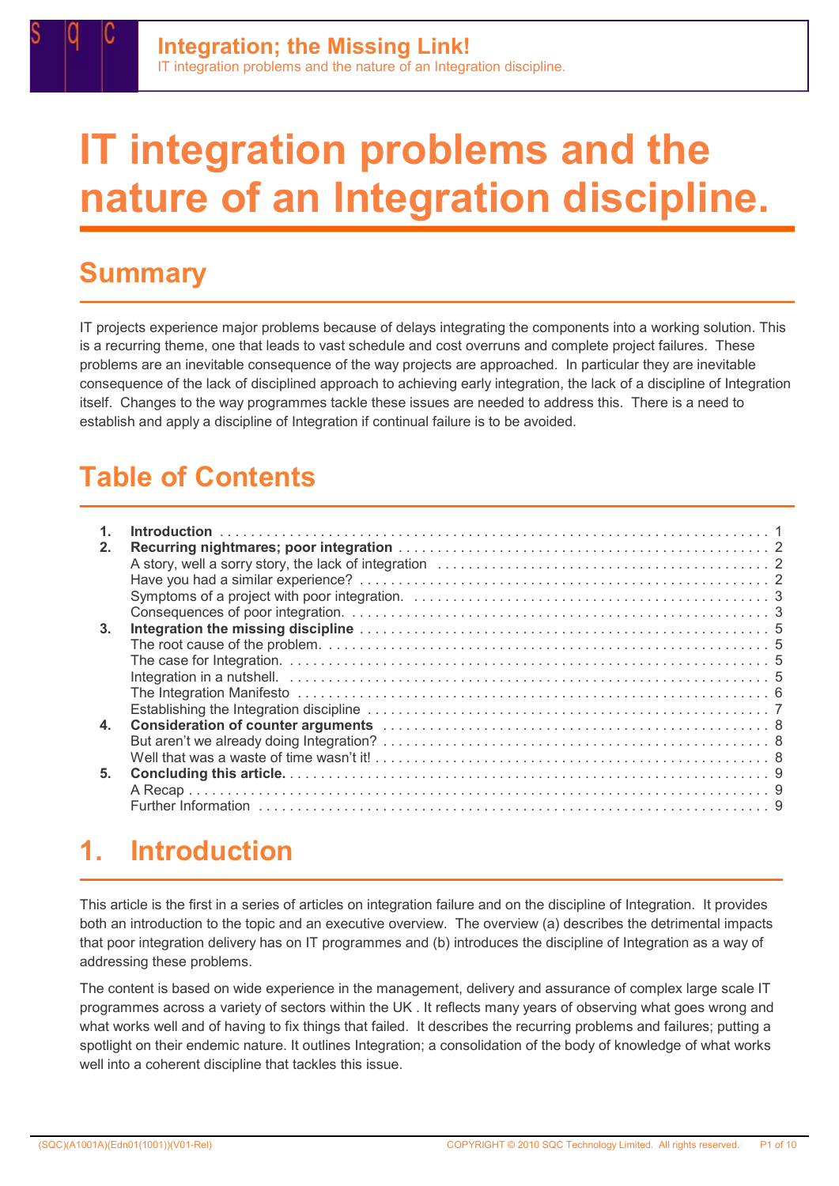# IT integration problems and the nature of an Integration discipline.

## Summary

IT projects experience major problems because of delays integrating the components into a working solution. This is a recurring theme, one that leads to vast schedule and cost overruns and complete project failures. These problems are an inevitable consequence of the way projects are approached. In particular they are inevitable consequence of the lack of disciplined approach to achieving early integration, the lack of a discipline of Integration itself. Changes to the way programmes tackle these issues are needed to address this. There is a need to establish and apply a discipline of Integration if continual failure is to be avoided.

## Table of Contents

1. **Introduction** . . . 1
2. **Recurring nightmares; poor integration** . . . 2
   - A story, well a sorry story, the lack of integration . . . 2
   - Have you had a similar experience? . . . 2
   - Symptoms of a project with poor integration. . . . 3
   - Consequences of poor integration. . . . 3
3. **Integration the missing discipline** . . . 5
   - The root cause of the problem. . . . 5
   - The case for Integration. . . . 5
   - Integration in a nutshell. . . . 5
   - The Integration Manifesto . . . 6
   - Establishing the Integration discipline . . . 7
4. **Consideration of counter arguments** . . . 8
   - But aren't we already doing Integration? . . . 8
   - Well that was a waste of time wasn't it! . . . 8
5. **Concluding this article.** . . . 9
   - A Recap . . . 9
   - Further Information . . . 9

## 1. Introduction

This article is the first in a series of articles on integration failure and on the discipline of Integration. It provides both an introduction to the topic and an executive overview. The overview (a) describes the detrimental impacts that poor integration delivery has on IT programmes and (b) introduces the discipline of Integration as a way of addressing these problems.

The content is based on wide experience in the management, delivery and assurance of complex large scale IT programmes across a variety of sectors within the UK . It reflects many years of observing what goes wrong and what works well and of having to fix things that failed. It describes the recurring problems and failures; putting a spotlight on their endemic nature. It outlines Integration; a consolidation of the body of knowledge of what works well into a coherent discipline that tackles this issue.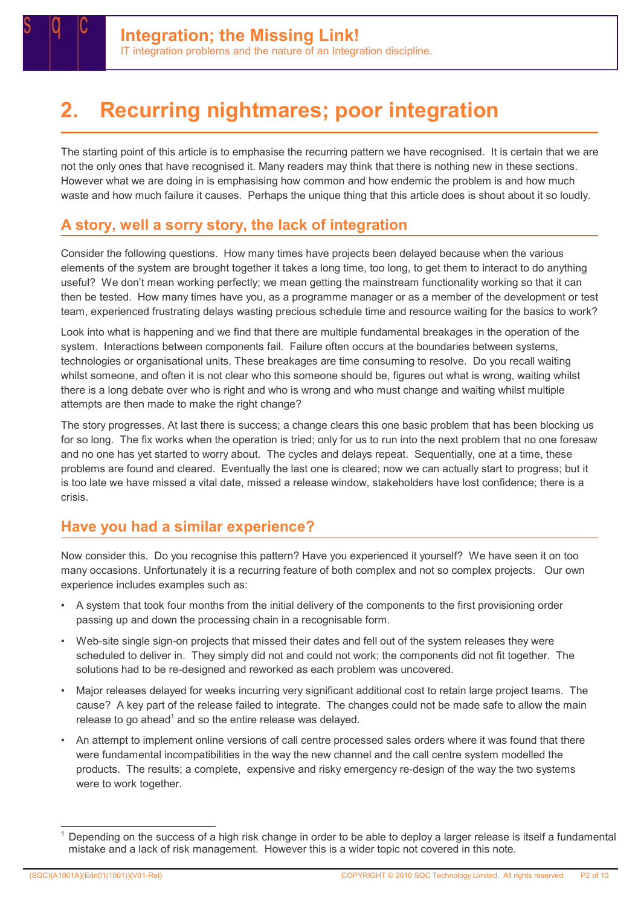# 2. Recurring nightmares; poor integration

The starting point of this article is to emphasise the recurring pattern we have recognised. It is certain that we are not the only ones that have recognised it. Many readers may think that there is nothing new in these sections. However what we are doing in is emphasising how common and how endemic the problem is and how much waste and how much failure it causes. Perhaps the unique thing that this article does is shout about it so loudly.

## A story, well a sorry story, the lack of integration

Consider the following questions. How many times have projects been delayed because when the various elements of the system are brought together it takes a long time, too long, to get them to interact to do anything useful? We don't mean working perfectly; we mean getting the mainstream functionality working so that it can then be tested. How many times have you, as a programme manager or as a member of the development or test team, experienced frustrating delays wasting precious schedule time and resource waiting for the basics to work?

Look into what is happening and we find that there are multiple fundamental breakages in the operation of the system. Interactions between components fail. Failure often occurs at the boundaries between systems, technologies or organisational units. These breakages are time consuming to resolve. Do you recall waiting whilst someone, and often it is not clear who this someone should be, figures out what is wrong, waiting whilst there is a long debate over who is right and who is wrong and who must change and waiting whilst multiple attempts are then made to make the right change?

The story progresses. At last there is success; a change clears this one basic problem that has been blocking us for so long. The fix works when the operation is tried; only for us to run into the next problem that no one foresaw and no one has yet started to worry about. The cycles and delays repeat. Sequentially, one at a time, these problems are found and cleared. Eventually the last one is cleared; now we can actually start to progress; but it is too late we have missed a vital date, missed a release window, stakeholders have lost confidence; there is a crisis.

## Have you had a similar experience?

Now consider this. Do you recognise this pattern? Have you experienced it yourself? We have seen it on too many occasions. Unfortunately it is a recurring feature of both complex and not so complex projects. Our own experience includes examples such as:

- A system that took four months from the initial delivery of the components to the first provisioning order passing up and down the processing chain in a recognisable form.
- Web-site single sign-on projects that missed their dates and fell out of the system releases they were scheduled to deliver in. They simply did not and could not work; the components did not fit together. The solutions had to be re-designed and reworked as each problem was uncovered.
- Major releases delayed for weeks incurring very significant additional cost to retain large project teams. The cause? A key part of the release failed to integrate. The changes could not be made safe to allow the main release to go ahead[1] and so the entire release was delayed.
- An attempt to implement online versions of call centre processed sales orders where it was found that there were fundamental incompatibilities in the way the new channel and the call centre system modelled the products. The results; a complete, expensive and risky emergency re-design of the way the two systems were to work together.

---

[1] Depending on the success of a high risk change in order to be able to deploy a larger release is itself a fundamental mistake and a lack of risk management. However this is a wider topic not covered in this note.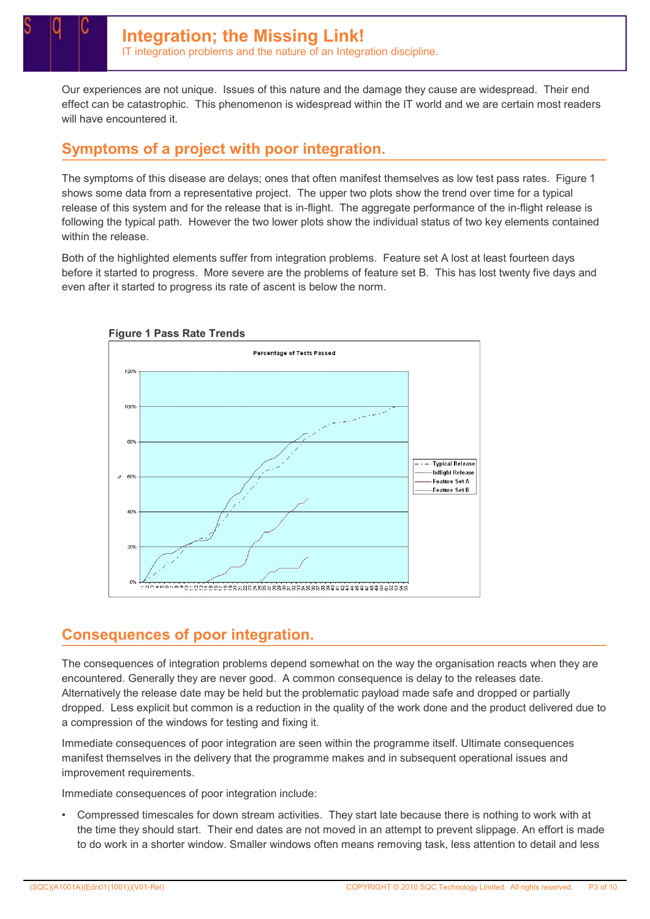Our experiences are not unique. Issues of this nature and the damage they cause are widespread. Their end effect can be catastrophic. This phenomenon is widespread within the IT world and we are certain most readers will have encountered it.

## Symptoms of a project with poor integration.

The symptoms of this disease are delays; ones that often manifest themselves as low test pass rates. Figure 1 shows some data from a representative project. The upper two plots show the trend over time for a typical release of this system and for the release that is in-flight. The aggregate performance of the in-flight release is following the typical path. However the two lower plots show the individual status of two key elements contained within the release.

Both of the highlighted elements suffer from integration problems. Feature set A lost at least fourteen days before it started to progress. More severe are the problems of feature set B. This has lost twenty five days and even after it started to progress its rate of ascent is below the norm.

**Figure 1 Pass Rate Trends**

## Consequences of poor integration.

The consequences of integration problems depend somewhat on the way the organisation reacts when they are encountered. Generally they are never good. A common consequence is delay to the releases date. Alternatively the release date may be held but the problematic payload made safe and dropped or partially dropped. Less explicit but common is a reduction in the quality of the work done and the product delivered due to a compression of the windows for testing and fixing it.

Immediate consequences of poor integration are seen within the programme itself. Ultimate consequences manifest themselves in the delivery that the programme makes and in subsequent operational issues and improvement requirements.

Immediate consequences of poor integration include:

- Compressed timescales for down stream activities. They start late because there is nothing to work with at the time they should start. Their end dates are not moved in an attempt to prevent slippage. An effort is made to do work in a shorter window. Smaller windows often means removing task, less attention to detail and less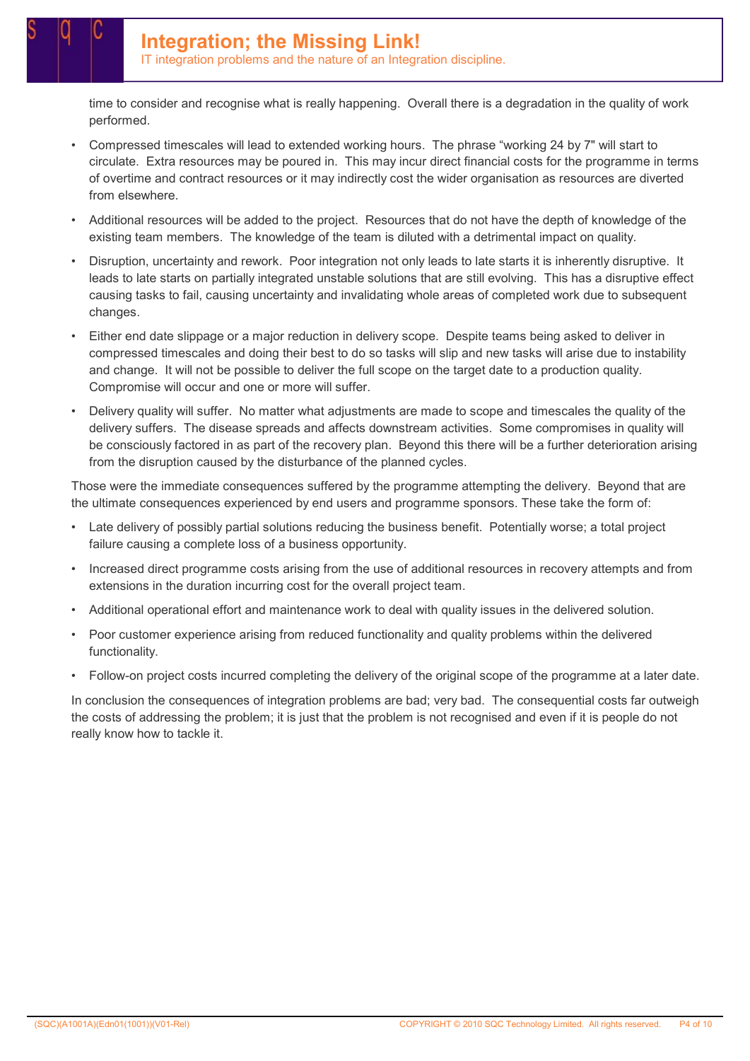time to consider and recognise what is really happening. Overall there is a degradation in the quality of work performed.

- Compressed timescales will lead to extended working hours. The phrase "working 24 by 7" will start to circulate. Extra resources may be poured in. This may incur direct financial costs for the programme in terms of overtime and contract resources or it may indirectly cost the wider organisation as resources are diverted from elsewhere.
- Additional resources will be added to the project. Resources that do not have the depth of knowledge of the existing team members. The knowledge of the team is diluted with a detrimental impact on quality.
- Disruption, uncertainty and rework. Poor integration not only leads to late starts it is inherently disruptive. It leads to late starts on partially integrated unstable solutions that are still evolving. This has a disruptive effect causing tasks to fail, causing uncertainty and invalidating whole areas of completed work due to subsequent changes.
- Either end date slippage or a major reduction in delivery scope. Despite teams being asked to deliver in compressed timescales and doing their best to do so tasks will slip and new tasks will arise due to instability and change. It will not be possible to deliver the full scope on the target date to a production quality. Compromise will occur and one or more will suffer.
- Delivery quality will suffer. No matter what adjustments are made to scope and timescales the quality of the delivery suffers. The disease spreads and affects downstream activities. Some compromises in quality will be consciously factored in as part of the recovery plan. Beyond this there will be a further deterioration arising from the disruption caused by the disturbance of the planned cycles.

Those were the immediate consequences suffered by the programme attempting the delivery. Beyond that are the ultimate consequences experienced by end users and programme sponsors. These take the form of:

- Late delivery of possibly partial solutions reducing the business benefit. Potentially worse; a total project failure causing a complete loss of a business opportunity.
- Increased direct programme costs arising from the use of additional resources in recovery attempts and from extensions in the duration incurring cost for the overall project team.
- Additional operational effort and maintenance work to deal with quality issues in the delivered solution.
- Poor customer experience arising from reduced functionality and quality problems within the delivered functionality.
- Follow-on project costs incurred completing the delivery of the original scope of the programme at a later date.

In conclusion the consequences of integration problems are bad; very bad. The consequential costs far outweigh the costs of addressing the problem; it is just that the problem is not recognised and even if it is people do not really know how to tackle it.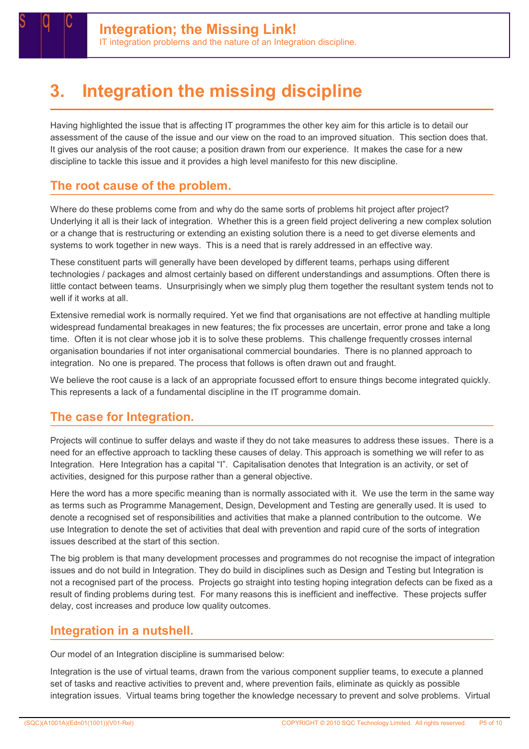# 3. Integration the missing discipline

Having highlighted the issue that is affecting IT programmes the other key aim for this article is to detail our assessment of the cause of the issue and our view on the road to an improved situation. This section does that. It gives our analysis of the root cause; a position drawn from our experience. It makes the case for a new discipline to tackle this issue and it provides a high level manifesto for this new discipline.

## The root cause of the problem.

Where do these problems come from and why do the same sorts of problems hit project after project? Underlying it all is their lack of integration. Whether this is a green field project delivering a new complex solution or a change that is restructuring or extending an existing solution there is a need to get diverse elements and systems to work together in new ways. This is a need that is rarely addressed in an effective way.

These constituent parts will generally have been developed by different teams, perhaps using different technologies / packages and almost certainly based on different understandings and assumptions. Often there is little contact between teams. Unsurprisingly when we simply plug them together the resultant system tends not to well if it works at all.

Extensive remedial work is normally required. Yet we find that organisations are not effective at handling multiple widespread fundamental breakages in new features; the fix processes are uncertain, error prone and take a long time. Often it is not clear whose job it is to solve these problems. This challenge frequently crosses internal organisation boundaries if not inter organisational commercial boundaries. There is no planned approach to integration. No one is prepared. The process that follows is often drawn out and fraught.

We believe the root cause is a lack of an appropriate focussed effort to ensure things become integrated quickly. This represents a lack of a fundamental discipline in the IT programme domain.

## The case for Integration.

Projects will continue to suffer delays and waste if they do not take measures to address these issues. There is a need for an effective approach to tackling these causes of delay. This approach is something we will refer to as Integration. Here Integration has a capital "I". Capitalisation denotes that Integration is an activity, or set of activities, designed for this purpose rather than a general objective.

Here the word has a more specific meaning than is normally associated with it. We use the term in the same way as terms such as Programme Management, Design, Development and Testing are generally used. It is used to denote a recognised set of responsibilities and activities that make a planned contribution to the outcome. We use Integration to denote the set of activities that deal with prevention and rapid cure of the sorts of integration issues described at the start of this section.

The big problem is that many development processes and programmes do not recognise the impact of integration issues and do not build in Integration. They do build in disciplines such as Design and Testing but Integration is not a recognised part of the process. Projects go straight into testing hoping integration defects can be fixed as a result of finding problems during test. For many reasons this is inefficient and ineffective. These projects suffer delay, cost increases and produce low quality outcomes.

## Integration in a nutshell.

Our model of an Integration discipline is summarised below:

Integration is the use of virtual teams, drawn from the various component supplier teams, to execute a planned set of tasks and reactive activities to prevent and, where prevention fails, eliminate as quickly as possible integration issues. Virtual teams bring together the knowledge necessary to prevent and solve problems. Virtual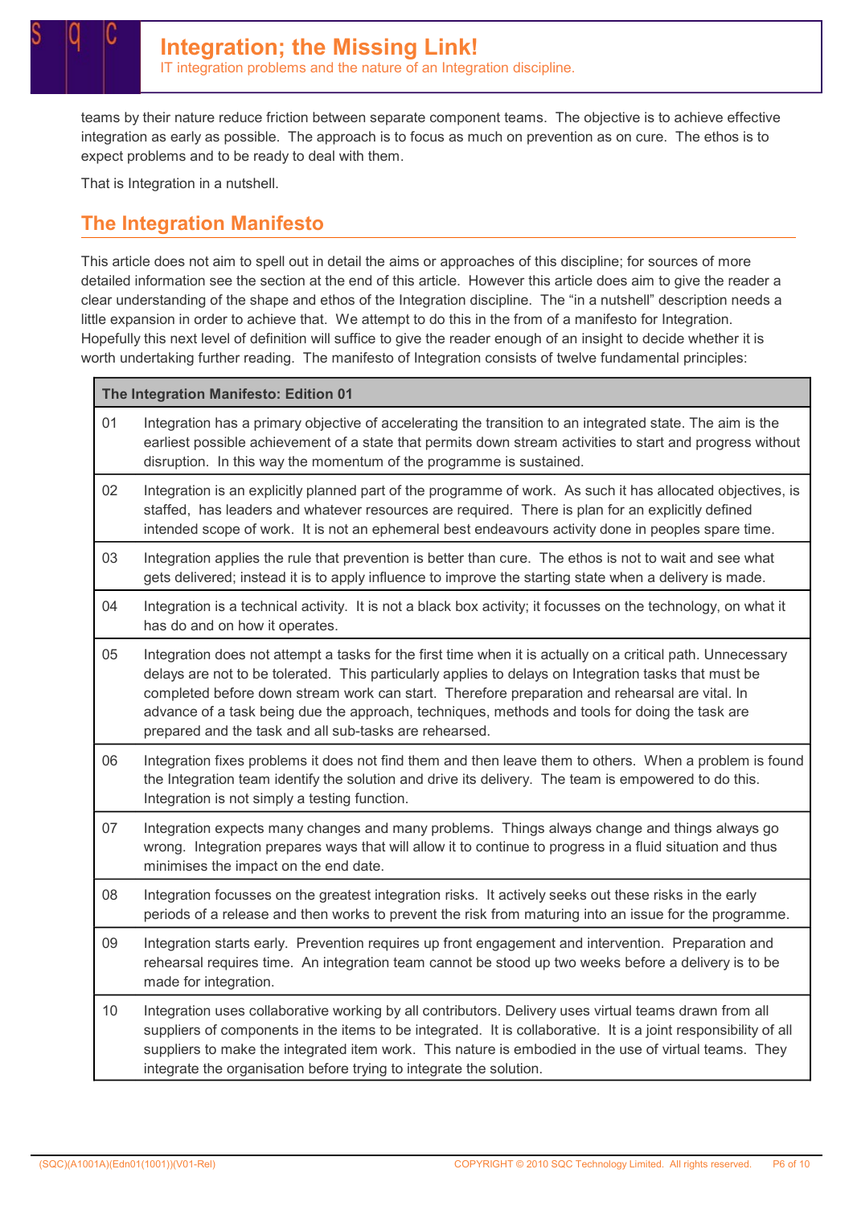teams by their nature reduce friction between separate component teams. The objective is to achieve effective integration as early as possible. The approach is to focus as much on prevention as on cure. The ethos is to expect problems and to be ready to deal with them.

That is Integration in a nutshell.

## The Integration Manifesto

This article does not aim to spell out in detail the aims or approaches of this discipline; for sources of more detailed information see the section at the end of this article. However this article does aim to give the reader a clear understanding of the shape and ethos of the Integration discipline. The "in a nutshell" description needs a little expansion in order to achieve that. We attempt to do this in the from of a manifesto for Integration. Hopefully this next level of definition will suffice to give the reader enough of an insight to decide whether it is worth undertaking further reading. The manifesto of Integration consists of twelve fundamental principles:

| **The Integration Manifesto: Edition 01** | |
|---|---|
| 01 | Integration has a primary objective of accelerating the transition to an integrated state. The aim is the earliest possible achievement of a state that permits down stream activities to start and progress without disruption. In this way the momentum of the programme is sustained. |
| 02 | Integration is an explicitly planned part of the programme of work. As such it has allocated objectives, is staffed, has leaders and whatever resources are required. There is plan for an explicitly defined intended scope of work. It is not an ephemeral best endeavours activity done in peoples spare time. |
| 03 | Integration applies the rule that prevention is better than cure. The ethos is not to wait and see what gets delivered; instead it is to apply influence to improve the starting state when a delivery is made. |
| 04 | Integration is a technical activity. It is not a black box activity; it focusses on the technology, on what it has do and on how it operates. |
| 05 | Integration does not attempt a tasks for the first time when it is actually on a critical path. Unnecessary delays are not to be tolerated. This particularly applies to delays on Integration tasks that must be completed before down stream work can start. Therefore preparation and rehearsal are vital. In advance of a task being due the approach, techniques, methods and tools for doing the task are prepared and the task and all sub-tasks are rehearsed. |
| 06 | Integration fixes problems it does not find them and then leave them to others. When a problem is found the Integration team identify the solution and drive its delivery. The team is empowered to do this. Integration is not simply a testing function. |
| 07 | Integration expects many changes and many problems. Things always change and things always go wrong. Integration prepares ways that will allow it to continue to progress in a fluid situation and thus minimises the impact on the end date. |
| 08 | Integration focusses on the greatest integration risks. It actively seeks out these risks in the early periods of a release and then works to prevent the risk from maturing into an issue for the programme. |
| 09 | Integration starts early. Prevention requires up front engagement and intervention. Preparation and rehearsal requires time. An integration team cannot be stood up two weeks before a delivery is to be made for integration. |
| 10 | Integration uses collaborative working by all contributors. Delivery uses virtual teams drawn from all suppliers of components in the items to be integrated. It is collaborative. It is a joint responsibility of all suppliers to make the integrated item work. This nature is embodied in the use of virtual teams. They integrate the organisation before trying to integrate the solution. |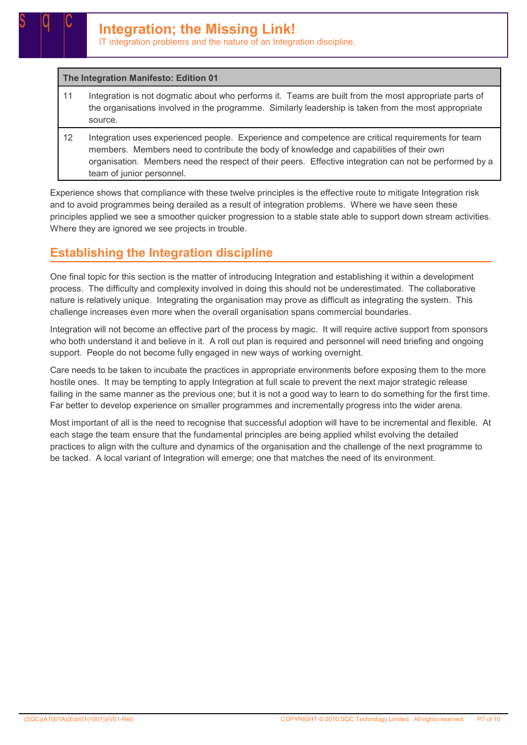| The Integration Manifesto: Edition 01 | |
|---|---|
| 11 | Integration is not dogmatic about who performs it. Teams are built from the most appropriate parts of the organisations involved in the programme. Similarly leadership is taken from the most appropriate source. |
| 12 | Integration uses experienced people. Experience and competence are critical requirements for team members. Members need to contribute the body of knowledge and capabilities of their own organisation. Members need the respect of their peers. Effective integration can not be performed by a team of junior personnel. |

Experience shows that compliance with these twelve principles is the effective route to mitigate Integration risk and to avoid programmes being derailed as a result of integration problems. Where we have seen these principles applied we see a smoother quicker progression to a stable state able to support down stream activities. Where they are ignored we see projects in trouble.

## Establishing the Integration discipline

One final topic for this section is the matter of introducing Integration and establishing it within a development process. The difficulty and complexity involved in doing this should not be underestimated. The collaborative nature is relatively unique. Integrating the organisation may prove as difficult as integrating the system. This challenge increases even more when the overall organisation spans commercial boundaries.

Integration will not become an effective part of the process by magic. It will require active support from sponsors who both understand it and believe in it. A roll out plan is required and personnel will need briefing and ongoing support. People do not become fully engaged in new ways of working overnight.

Care needs to be taken to incubate the practices in appropriate environments before exposing them to the more hostile ones. It may be tempting to apply Integration at full scale to prevent the next major strategic release failing in the same manner as the previous one; but it is not a good way to learn to do something for the first time. Far better to develop experience on smaller programmes and incrementally progress into the wider arena.

Most important of all is the need to recognise that successful adoption will have to be incremental and flexible. At each stage the team ensure that the fundamental principles are being applied whilst evolving the detailed practices to align with the culture and dynamics of the organisation and the challenge of the next programme to be tacked. A local variant of Integration will emerge; one that matches the need of its environment.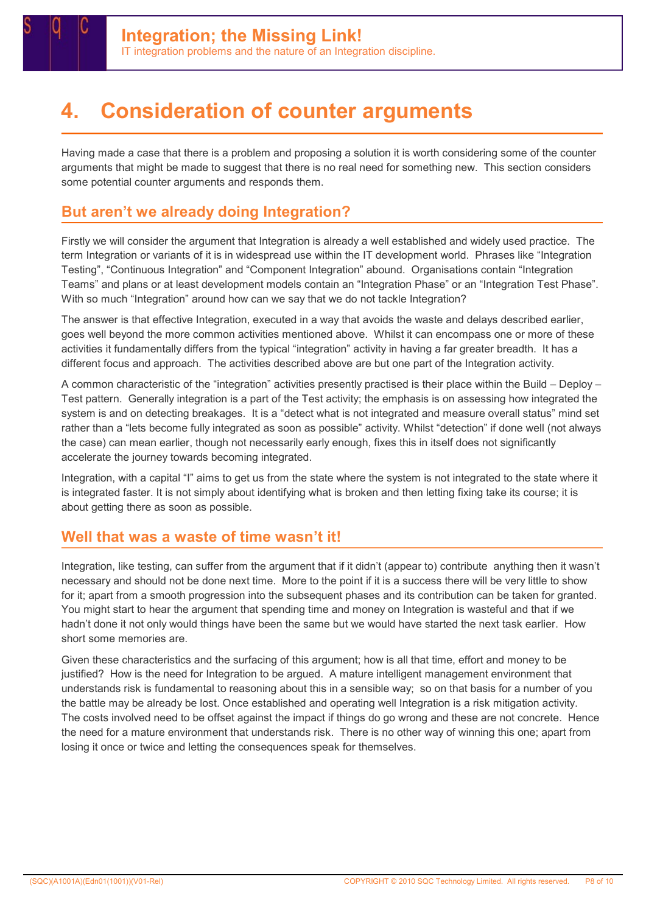# 4. Consideration of counter arguments

Having made a case that there is a problem and proposing a solution it is worth considering some of the counter arguments that might be made to suggest that there is no real need for something new. This section considers some potential counter arguments and responds them.

## But aren't we already doing Integration?

Firstly we will consider the argument that Integration is already a well established and widely used practice. The term Integration or variants of it is in widespread use within the IT development world. Phrases like "Integration Testing", "Continuous Integration" and "Component Integration" abound. Organisations contain "Integration Teams" and plans or at least development models contain an "Integration Phase" or an "Integration Test Phase". With so much "Integration" around how can we say that we do not tackle Integration?

The answer is that effective Integration, executed in a way that avoids the waste and delays described earlier, goes well beyond the more common activities mentioned above. Whilst it can encompass one or more of these activities it fundamentally differs from the typical "integration" activity in having a far greater breadth. It has a different focus and approach. The activities described above are but one part of the Integration activity.

A common characteristic of the "integration" activities presently practised is their place within the Build – Deploy – Test pattern. Generally integration is a part of the Test activity; the emphasis is on assessing how integrated the system is and on detecting breakages. It is a "detect what is not integrated and measure overall status" mind set rather than a "lets become fully integrated as soon as possible" activity. Whilst "detection" if done well (not always the case) can mean earlier, though not necessarily early enough, fixes this in itself does not significantly accelerate the journey towards becoming integrated.

Integration, with a capital "I" aims to get us from the state where the system is not integrated to the state where it is integrated faster. It is not simply about identifying what is broken and then letting fixing take its course; it is about getting there as soon as possible.

## Well that was a waste of time wasn't it!

Integration, like testing, can suffer from the argument that if it didn't (appear to) contribute anything then it wasn't necessary and should not be done next time. More to the point if it is a success there will be very little to show for it; apart from a smooth progression into the subsequent phases and its contribution can be taken for granted. You might start to hear the argument that spending time and money on Integration is wasteful and that if we hadn't done it not only would things have been the same but we would have started the next task earlier. How short some memories are.

Given these characteristics and the surfacing of this argument; how is all that time, effort and money to be justified? How is the need for Integration to be argued. A mature intelligent management environment that understands risk is fundamental to reasoning about this in a sensible way; so on that basis for a number of you the battle may be already be lost. Once established and operating well Integration is a risk mitigation activity. The costs involved need to be offset against the impact if things do go wrong and these are not concrete. Hence the need for a mature environment that understands risk. There is no other way of winning this one; apart from losing it once or twice and letting the consequences speak for themselves.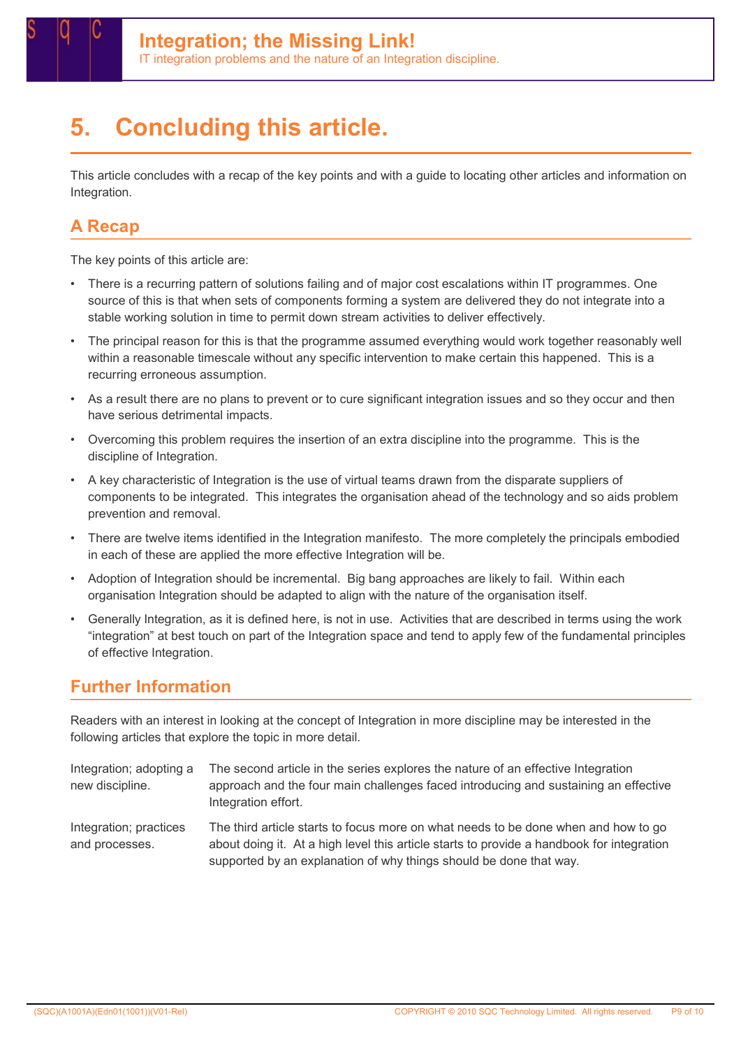# 5. Concluding this article.

This article concludes with a recap of the key points and with a guide to locating other articles and information on Integration.

## A Recap

The key points of this article are:

- There is a recurring pattern of solutions failing and of major cost escalations within IT programmes. One source of this is that when sets of components forming a system are delivered they do not integrate into a stable working solution in time to permit down stream activities to deliver effectively.
- The principal reason for this is that the programme assumed everything would work together reasonably well within a reasonable timescale without any specific intervention to make certain this happened. This is a recurring erroneous assumption.
- As a result there are no plans to prevent or to cure significant integration issues and so they occur and then have serious detrimental impacts.
- Overcoming this problem requires the insertion of an extra discipline into the programme. This is the discipline of Integration.
- A key characteristic of Integration is the use of virtual teams drawn from the disparate suppliers of components to be integrated. This integrates the organisation ahead of the technology and so aids problem prevention and removal.
- There are twelve items identified in the Integration manifesto. The more completely the principals embodied in each of these are applied the more effective Integration will be.
- Adoption of Integration should be incremental. Big bang approaches are likely to fail. Within each organisation Integration should be adapted to align with the nature of the organisation itself.
- Generally Integration, as it is defined here, is not in use. Activities that are described in terms using the work "integration" at best touch on part of the Integration space and tend to apply few of the fundamental principles of effective Integration.

## Further Information

Readers with an interest in looking at the concept of Integration in more discipline may be interested in the following articles that explore the topic in more detail.

| | |
|---|---|
| Integration; adopting a new discipline. | The second article in the series explores the nature of an effective Integration approach and the four main challenges faced introducing and sustaining an effective Integration effort. |
| Integration; practices and processes. | The third article starts to focus more on what needs to be done when and how to go about doing it. At a high level this article starts to provide a handbook for integration supported by an explanation of why things should be done that way. |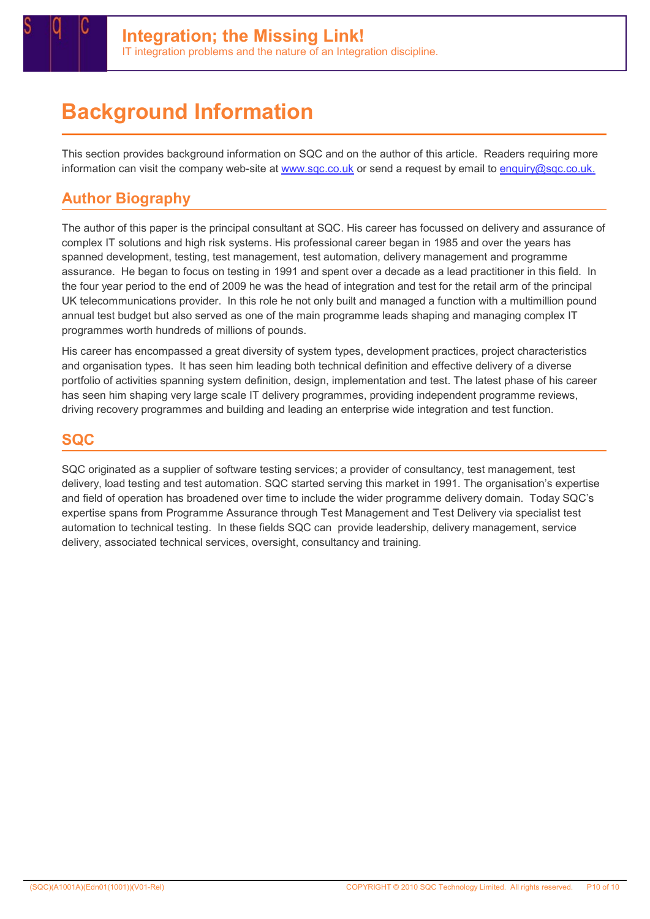# Background Information

This section provides background information on SQC and on the author of this article. Readers requiring more information can visit the company web-site at www.sqc.co.uk or send a request by email to enquiry@sqc.co.uk.

## Author Biography

The author of this paper is the principal consultant at SQC. His career has focussed on delivery and assurance of complex IT solutions and high risk systems. His professional career began in 1985 and over the years has spanned development, testing, test management, test automation, delivery management and programme assurance. He began to focus on testing in 1991 and spent over a decade as a lead practitioner in this field. In the four year period to the end of 2009 he was the head of integration and test for the retail arm of the principal UK telecommunications provider. In this role he not only built and managed a function with a multimillion pound annual test budget but also served as one of the main programme leads shaping and managing complex IT programmes worth hundreds of millions of pounds.

His career has encompassed a great diversity of system types, development practices, project characteristics and organisation types. It has seen him leading both technical definition and effective delivery of a diverse portfolio of activities spanning system definition, design, implementation and test. The latest phase of his career has seen him shaping very large scale IT delivery programmes, providing independent programme reviews, driving recovery programmes and building and leading an enterprise wide integration and test function.

## SQC

SQC originated as a supplier of software testing services; a provider of consultancy, test management, test delivery, load testing and test automation. SQC started serving this market in 1991. The organisation's expertise and field of operation has broadened over time to include the wider programme delivery domain. Today SQC's expertise spans from Programme Assurance through Test Management and Test Delivery via specialist test automation to technical testing. In these fields SQC can provide leadership, delivery management, service delivery, associated technical services, oversight, consultancy and training.